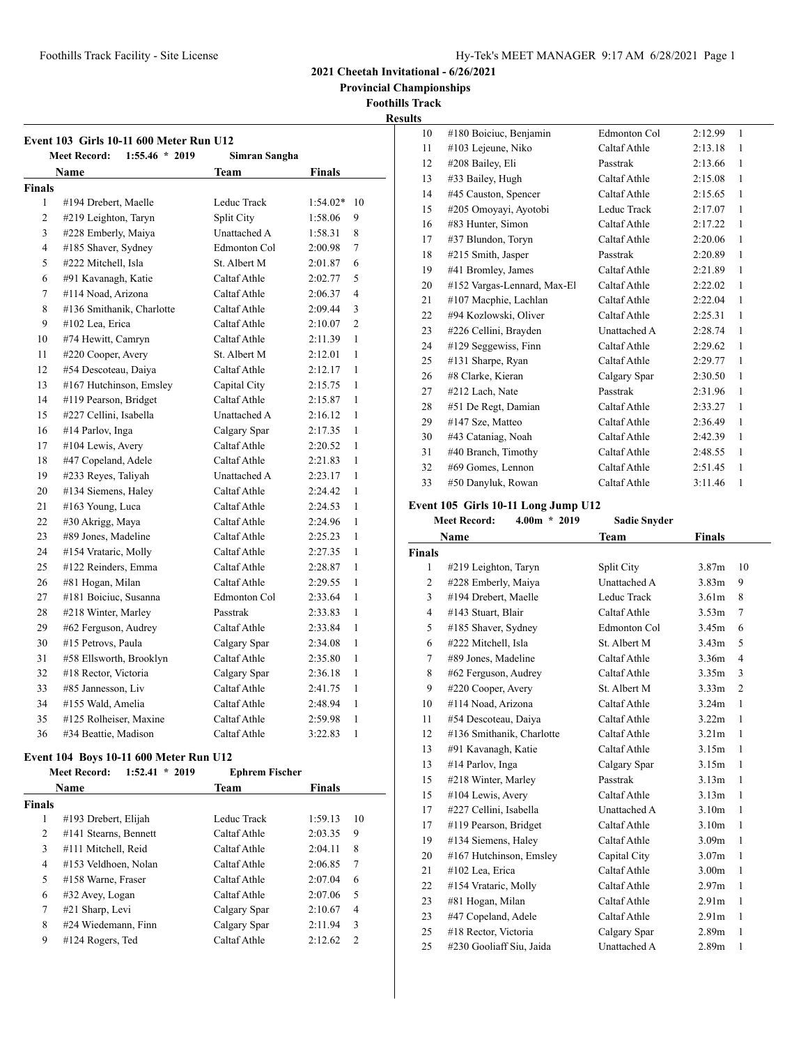## 2021 Cheetah Invitational - 6/26/2021

**Provincial Championships**

**Foothills Track**

**Results**

### Event 103 Girls 10-11 600 Meter Run U12

**Meet Record:** 1:55.46 * 2019 **Simran Sangha**

| | Name | Team | Finals | |
|---|---|---|---|---|
| **Finals** | | | | |
| 1 | #194 Drebert, Maelle | Leduc Track | 1:54.02* | 10 |
| 2 | #219 Leighton, Taryn | Split City | 1:58.06 | 9 |
| 3 | #228 Emberly, Maiya | Unattached A | 1:58.31 | 8 |
| 4 | #185 Shaver, Sydney | Edmonton Col | 2:00.98 | 7 |
| 5 | #222 Mitchell, Isla | St. Albert M | 2:01.87 | 6 |
| 6 | #91 Kavanagh, Katie | Caltaf Athle | 2:02.77 | 5 |
| 7 | #114 Noad, Arizona | Caltaf Athle | 2:06.37 | 4 |
| 8 | #136 Smithanik, Charlotte | Caltaf Athle | 2:09.44 | 3 |
| 9 | #102 Lea, Erica | Caltaf Athle | 2:10.07 | 2 |
| 10 | #74 Hewitt, Camryn | Caltaf Athle | 2:11.39 | 1 |
| 11 | #220 Cooper, Avery | St. Albert M | 2:12.01 | 1 |
| 12 | #54 Descoteau, Daiya | Caltaf Athle | 2:12.17 | 1 |
| 13 | #167 Hutchinson, Emsley | Capital City | 2:15.75 | 1 |
| 14 | #119 Pearson, Bridget | Caltaf Athle | 2:15.87 | 1 |
| 15 | #227 Cellini, Isabella | Unattached A | 2:16.12 | 1 |
| 16 | #14 Parlov, Inga | Calgary Spar | 2:17.35 | 1 |
| 17 | #104 Lewis, Avery | Caltaf Athle | 2:20.52 | 1 |
| 18 | #47 Copeland, Adele | Caltaf Athle | 2:21.83 | 1 |
| 19 | #233 Reyes, Taliyah | Unattached A | 2:23.17 | 1 |
| 20 | #134 Siemens, Haley | Caltaf Athle | 2:24.42 | 1 |
| 21 | #163 Young, Luca | Caltaf Athle | 2:24.53 | 1 |
| 22 | #30 Akrigg, Maya | Caltaf Athle | 2:24.96 | 1 |
| 23 | #89 Jones, Madeline | Caltaf Athle | 2:25.23 | 1 |
| 24 | #154 Vrataric, Molly | Caltaf Athle | 2:27.35 | 1 |
| 25 | #122 Reinders, Emma | Caltaf Athle | 2:28.87 | 1 |
| 26 | #81 Hogan, Milan | Caltaf Athle | 2:29.55 | 1 |
| 27 | #181 Boiciuc, Susanna | Edmonton Col | 2:33.64 | 1 |
| 28 | #218 Winter, Marley | Passtrak | 2:33.83 | 1 |
| 29 | #62 Ferguson, Audrey | Caltaf Athle | 2:33.84 | 1 |
| 30 | #15 Petrovs, Paula | Calgary Spar | 2:34.08 | 1 |
| 31 | #58 Ellsworth, Brooklyn | Caltaf Athle | 2:35.80 | 1 |
| 32 | #18 Rector, Victoria | Calgary Spar | 2:36.18 | 1 |
| 33 | #85 Jannesson, Liv | Caltaf Athle | 2:41.75 | 1 |
| 34 | #155 Wald, Amelia | Caltaf Athle | 2:48.94 | 1 |
| 35 | #125 Rolheiser, Maxine | Caltaf Athle | 2:59.98 | 1 |
| 36 | #34 Beattie, Madison | Caltaf Athle | 3:22.83 | 1 |

### Event 104 Boys 10-11 600 Meter Run U12

**Meet Record:** 1:52.41 * 2019 **Ephrem Fischer**

| | Name | Team | Finals | |
|---|---|---|---|---|
| **Finals** | | | | |
| 1 | #193 Drebert, Elijah | Leduc Track | 1:59.13 | 10 |
| 2 | #141 Stearns, Bennett | Caltaf Athle | 2:03.35 | 9 |
| 3 | #111 Mitchell, Reid | Caltaf Athle | 2:04.11 | 8 |
| 4 | #153 Veldhoen, Nolan | Caltaf Athle | 2:06.85 | 7 |
| 5 | #158 Warne, Fraser | Caltaf Athle | 2:07.04 | 6 |
| 6 | #32 Avey, Logan | Caltaf Athle | 2:07.06 | 5 |
| 7 | #21 Sharp, Levi | Calgary Spar | 2:10.67 | 4 |
| 8 | #24 Wiedemann, Finn | Calgary Spar | 2:11.94 | 3 |
| 9 | #124 Rogers, Ted | Caltaf Athle | 2:12.62 | 2 |
| 10 | #180 Boiciuc, Benjamin | Edmonton Col | 2:12.99 | 1 |
| 11 | #103 Lejeune, Niko | Caltaf Athle | 2:13.18 | 1 |
| 12 | #208 Bailey, Eli | Passtrak | 2:13.66 | 1 |
| 13 | #33 Bailey, Hugh | Caltaf Athle | 2:15.08 | 1 |
| 14 | #45 Causton, Spencer | Caltaf Athle | 2:15.65 | 1 |
| 15 | #205 Omoyayi, Ayotobi | Leduc Track | 2:17.07 | 1 |
| 16 | #83 Hunter, Simon | Caltaf Athle | 2:17.22 | 1 |
| 17 | #37 Blundon, Toryn | Caltaf Athle | 2:20.06 | 1 |
| 18 | #215 Smith, Jasper | Passtrak | 2:20.89 | 1 |
| 19 | #41 Bromley, James | Caltaf Athle | 2:21.89 | 1 |
| 20 | #152 Vargas-Lennard, Max-El | Caltaf Athle | 2:22.02 | 1 |
| 21 | #107 Macphie, Lachlan | Caltaf Athle | 2:22.04 | 1 |
| 22 | #94 Kozlowski, Oliver | Caltaf Athle | 2:25.31 | 1 |
| 23 | #226 Cellini, Brayden | Unattached A | 2:28.74 | 1 |
| 24 | #129 Seggewiss, Finn | Caltaf Athle | 2:29.62 | 1 |
| 25 | #131 Sharpe, Ryan | Caltaf Athle | 2:29.77 | 1 |
| 26 | #8 Clarke, Kieran | Calgary Spar | 2:30.50 | 1 |
| 27 | #212 Lach, Nate | Passtrak | 2:31.96 | 1 |
| 28 | #51 De Regt, Damian | Caltaf Athle | 2:33.27 | 1 |
| 29 | #147 Sze, Matteo | Caltaf Athle | 2:36.49 | 1 |
| 30 | #43 Cataniag, Noah | Caltaf Athle | 2:42.39 | 1 |
| 31 | #40 Branch, Timothy | Caltaf Athle | 2:48.55 | 1 |
| 32 | #69 Gomes, Lennon | Caltaf Athle | 2:51.45 | 1 |
| 33 | #50 Danyluk, Rowan | Caltaf Athle | 3:11.46 | 1 |

### Event 105 Girls 10-11 Long Jump U12

**Meet Record:** 4.00m * 2019 **Sadie Snyder**

| | Name | Team | Finals | |
|---|---|---|---|---|
| **Finals** | | | | |
| 1 | #219 Leighton, Taryn | Split City | 3.87m | 10 |
| 2 | #228 Emberly, Maiya | Unattached A | 3.83m | 9 |
| 3 | #194 Drebert, Maelle | Leduc Track | 3.61m | 8 |
| 4 | #143 Stuart, Blair | Caltaf Athle | 3.53m | 7 |
| 5 | #185 Shaver, Sydney | Edmonton Col | 3.45m | 6 |
| 6 | #222 Mitchell, Isla | St. Albert M | 3.43m | 5 |
| 7 | #89 Jones, Madeline | Caltaf Athle | 3.36m | 4 |
| 8 | #62 Ferguson, Audrey | Caltaf Athle | 3.35m | 3 |
| 9 | #220 Cooper, Avery | St. Albert M | 3.33m | 2 |
| 10 | #114 Noad, Arizona | Caltaf Athle | 3.24m | 1 |
| 11 | #54 Descoteau, Daiya | Caltaf Athle | 3.22m | 1 |
| 12 | #136 Smithanik, Charlotte | Caltaf Athle | 3.21m | 1 |
| 13 | #91 Kavanagh, Katie | Caltaf Athle | 3.15m | 1 |
| 13 | #14 Parlov, Inga | Calgary Spar | 3.15m | 1 |
| 15 | #218 Winter, Marley | Passtrak | 3.13m | 1 |
| 15 | #104 Lewis, Avery | Caltaf Athle | 3.13m | 1 |
| 17 | #227 Cellini, Isabella | Unattached A | 3.10m | 1 |
| 17 | #119 Pearson, Bridget | Caltaf Athle | 3.10m | 1 |
| 19 | #134 Siemens, Haley | Caltaf Athle | 3.09m | 1 |
| 20 | #167 Hutchinson, Emsley | Capital City | 3.07m | 1 |
| 21 | #102 Lea, Erica | Caltaf Athle | 3.00m | 1 |
| 22 | #154 Vrataric, Molly | Caltaf Athle | 2.97m | 1 |
| 23 | #81 Hogan, Milan | Caltaf Athle | 2.91m | 1 |
| 23 | #47 Copeland, Adele | Caltaf Athle | 2.91m | 1 |
| 25 | #18 Rector, Victoria | Calgary Spar | 2.89m | 1 |
| 25 | #230 Gooliaff Siu, Jaida | Unattached A | 2.89m | 1 |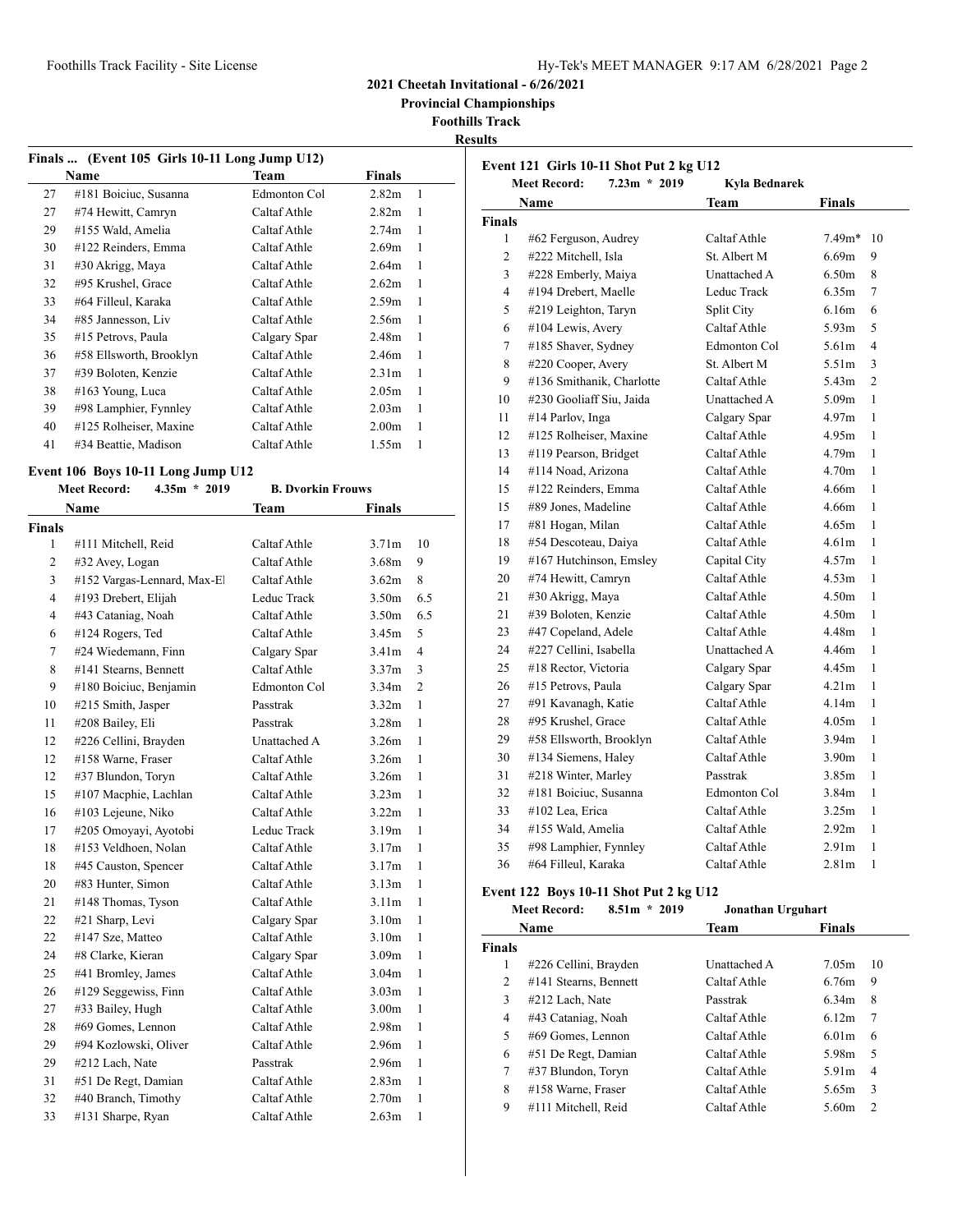**2021 Cheetah Invitational - 6/26/2021**

**Provincial Championships**

**Foothills Track**

**Results**

### Finals ... (Event 105 Girls 10-11 Long Jump U12)

| | Name | Team | Finals | |
|---|---|---|---|---|
| 27 | #181 Boiciuc, Susanna | Edmonton Col | 2.82m | 1 |
| 27 | #74 Hewitt, Camryn | Caltaf Athle | 2.82m | 1 |
| 29 | #155 Wald, Amelia | Caltaf Athle | 2.74m | 1 |
| 30 | #122 Reinders, Emma | Caltaf Athle | 2.69m | 1 |
| 31 | #30 Akrigg, Maya | Caltaf Athle | 2.64m | 1 |
| 32 | #95 Krushel, Grace | Caltaf Athle | 2.62m | 1 |
| 33 | #64 Filleul, Karaka | Caltaf Athle | 2.59m | 1 |
| 34 | #85 Jannesson, Liv | Caltaf Athle | 2.56m | 1 |
| 35 | #15 Petrovs, Paula | Calgary Spar | 2.48m | 1 |
| 36 | #58 Ellsworth, Brooklyn | Caltaf Athle | 2.46m | 1 |
| 37 | #39 Boloten, Kenzie | Caltaf Athle | 2.31m | 1 |
| 38 | #163 Young, Luca | Caltaf Athle | 2.05m | 1 |
| 39 | #98 Lamphier, Fynnley | Caltaf Athle | 2.03m | 1 |
| 40 | #125 Rolheiser, Maxine | Caltaf Athle | 2.00m | 1 |
| 41 | #34 Beattie, Madison | Caltaf Athle | 1.55m | 1 |

### Event 106 Boys 10-11 Long Jump U12

**Meet Record:** 4.35m * 2019 **B. Dvorkin Frouws**

| | Name | Team | Finals | |
|---|---|---|---|---|
| **Finals** | | | | |
| 1 | #111 Mitchell, Reid | Caltaf Athle | 3.71m | 10 |
| 2 | #32 Avey, Logan | Caltaf Athle | 3.68m | 9 |
| 3 | #152 Vargas-Lennard, Max-El | Caltaf Athle | 3.62m | 8 |
| 4 | #193 Drebert, Elijah | Leduc Track | 3.50m | 6.5 |
| 4 | #43 Cataniag, Noah | Caltaf Athle | 3.50m | 6.5 |
| 6 | #124 Rogers, Ted | Caltaf Athle | 3.45m | 5 |
| 7 | #24 Wiedemann, Finn | Calgary Spar | 3.41m | 4 |
| 8 | #141 Stearns, Bennett | Caltaf Athle | 3.37m | 3 |
| 9 | #180 Boiciuc, Benjamin | Edmonton Col | 3.34m | 2 |
| 10 | #215 Smith, Jasper | Passtrak | 3.32m | 1 |
| 11 | #208 Bailey, Eli | Passtrak | 3.28m | 1 |
| 12 | #226 Cellini, Brayden | Unattached A | 3.26m | 1 |
| 12 | #158 Warne, Fraser | Caltaf Athle | 3.26m | 1 |
| 12 | #37 Blundon, Toryn | Caltaf Athle | 3.26m | 1 |
| 15 | #107 Macphie, Lachlan | Caltaf Athle | 3.23m | 1 |
| 16 | #103 Lejeune, Niko | Caltaf Athle | 3.22m | 1 |
| 17 | #205 Omoyayi, Ayotobi | Leduc Track | 3.19m | 1 |
| 18 | #153 Veldhoen, Nolan | Caltaf Athle | 3.17m | 1 |
| 18 | #45 Causton, Spencer | Caltaf Athle | 3.17m | 1 |
| 20 | #83 Hunter, Simon | Caltaf Athle | 3.13m | 1 |
| 21 | #148 Thomas, Tyson | Caltaf Athle | 3.11m | 1 |
| 22 | #21 Sharp, Levi | Calgary Spar | 3.10m | 1 |
| 22 | #147 Sze, Matteo | Caltaf Athle | 3.10m | 1 |
| 24 | #8 Clarke, Kieran | Calgary Spar | 3.09m | 1 |
| 25 | #41 Bromley, James | Caltaf Athle | 3.04m | 1 |
| 26 | #129 Seggewiss, Finn | Caltaf Athle | 3.03m | 1 |
| 27 | #33 Bailey, Hugh | Caltaf Athle | 3.00m | 1 |
| 28 | #69 Gomes, Lennon | Caltaf Athle | 2.98m | 1 |
| 29 | #94 Kozlowski, Oliver | Caltaf Athle | 2.96m | 1 |
| 29 | #212 Lach, Nate | Passtrak | 2.96m | 1 |
| 31 | #51 De Regt, Damian | Caltaf Athle | 2.83m | 1 |
| 32 | #40 Branch, Timothy | Caltaf Athle | 2.70m | 1 |
| 33 | #131 Sharpe, Ryan | Caltaf Athle | 2.63m | 1 |

### Event 121 Girls 10-11 Shot Put 2 kg U12

**Meet Record:** 7.23m * 2019 **Kyla Bednarek**

| | Name | Team | Finals | |
|---|---|---|---|---|
| **Finals** | | | | |
| 1 | #62 Ferguson, Audrey | Caltaf Athle | 7.49m* | 10 |
| 2 | #222 Mitchell, Isla | St. Albert M | 6.69m | 9 |
| 3 | #228 Emberly, Maiya | Unattached A | 6.50m | 8 |
| 4 | #194 Drebert, Maelle | Leduc Track | 6.35m | 7 |
| 5 | #219 Leighton, Taryn | Split City | 6.16m | 6 |
| 6 | #104 Lewis, Avery | Caltaf Athle | 5.93m | 5 |
| 7 | #185 Shaver, Sydney | Edmonton Col | 5.61m | 4 |
| 8 | #220 Cooper, Avery | St. Albert M | 5.51m | 3 |
| 9 | #136 Smithanik, Charlotte | Caltaf Athle | 5.43m | 2 |
| 10 | #230 Gooliaff Siu, Jaida | Unattached A | 5.09m | 1 |
| 11 | #14 Parlov, Inga | Calgary Spar | 4.97m | 1 |
| 12 | #125 Rolheiser, Maxine | Caltaf Athle | 4.95m | 1 |
| 13 | #119 Pearson, Bridget | Caltaf Athle | 4.79m | 1 |
| 14 | #114 Noad, Arizona | Caltaf Athle | 4.70m | 1 |
| 15 | #122 Reinders, Emma | Caltaf Athle | 4.66m | 1 |
| 15 | #89 Jones, Madeline | Caltaf Athle | 4.66m | 1 |
| 17 | #81 Hogan, Milan | Caltaf Athle | 4.65m | 1 |
| 18 | #54 Descoteau, Daiya | Caltaf Athle | 4.61m | 1 |
| 19 | #167 Hutchinson, Emsley | Capital City | 4.57m | 1 |
| 20 | #74 Hewitt, Camryn | Caltaf Athle | 4.53m | 1 |
| 21 | #30 Akrigg, Maya | Caltaf Athle | 4.50m | 1 |
| 21 | #39 Boloten, Kenzie | Caltaf Athle | 4.50m | 1 |
| 23 | #47 Copeland, Adele | Caltaf Athle | 4.48m | 1 |
| 24 | #227 Cellini, Isabella | Unattached A | 4.46m | 1 |
| 25 | #18 Rector, Victoria | Calgary Spar | 4.45m | 1 |
| 26 | #15 Petrovs, Paula | Calgary Spar | 4.21m | 1 |
| 27 | #91 Kavanagh, Katie | Caltaf Athle | 4.14m | 1 |
| 28 | #95 Krushel, Grace | Caltaf Athle | 4.05m | 1 |
| 29 | #58 Ellsworth, Brooklyn | Caltaf Athle | 3.94m | 1 |
| 30 | #134 Siemens, Haley | Caltaf Athle | 3.90m | 1 |
| 31 | #218 Winter, Marley | Passtrak | 3.85m | 1 |
| 32 | #181 Boiciuc, Susanna | Edmonton Col | 3.84m | 1 |
| 33 | #102 Lea, Erica | Caltaf Athle | 3.25m | 1 |
| 34 | #155 Wald, Amelia | Caltaf Athle | 2.92m | 1 |
| 35 | #98 Lamphier, Fynnley | Caltaf Athle | 2.91m | 1 |
| 36 | #64 Filleul, Karaka | Caltaf Athle | 2.81m | 1 |

### Event 122 Boys 10-11 Shot Put 2 kg U12

**Meet Record:** 8.51m * 2019 **Jonathan Urguhart**

| | Name | Team | Finals | |
|---|---|---|---|---|
| **Finals** | | | | |
| 1 | #226 Cellini, Brayden | Unattached A | 7.05m | 10 |
| 2 | #141 Stearns, Bennett | Caltaf Athle | 6.76m | 9 |
| 3 | #212 Lach, Nate | Passtrak | 6.34m | 8 |
| 4 | #43 Cataniag, Noah | Caltaf Athle | 6.12m | 7 |
| 5 | #69 Gomes, Lennon | Caltaf Athle | 6.01m | 6 |
| 6 | #51 De Regt, Damian | Caltaf Athle | 5.98m | 5 |
| 7 | #37 Blundon, Toryn | Caltaf Athle | 5.91m | 4 |
| 8 | #158 Warne, Fraser | Caltaf Athle | 5.65m | 3 |
| 9 | #111 Mitchell, Reid | Caltaf Athle | 5.60m | 2 |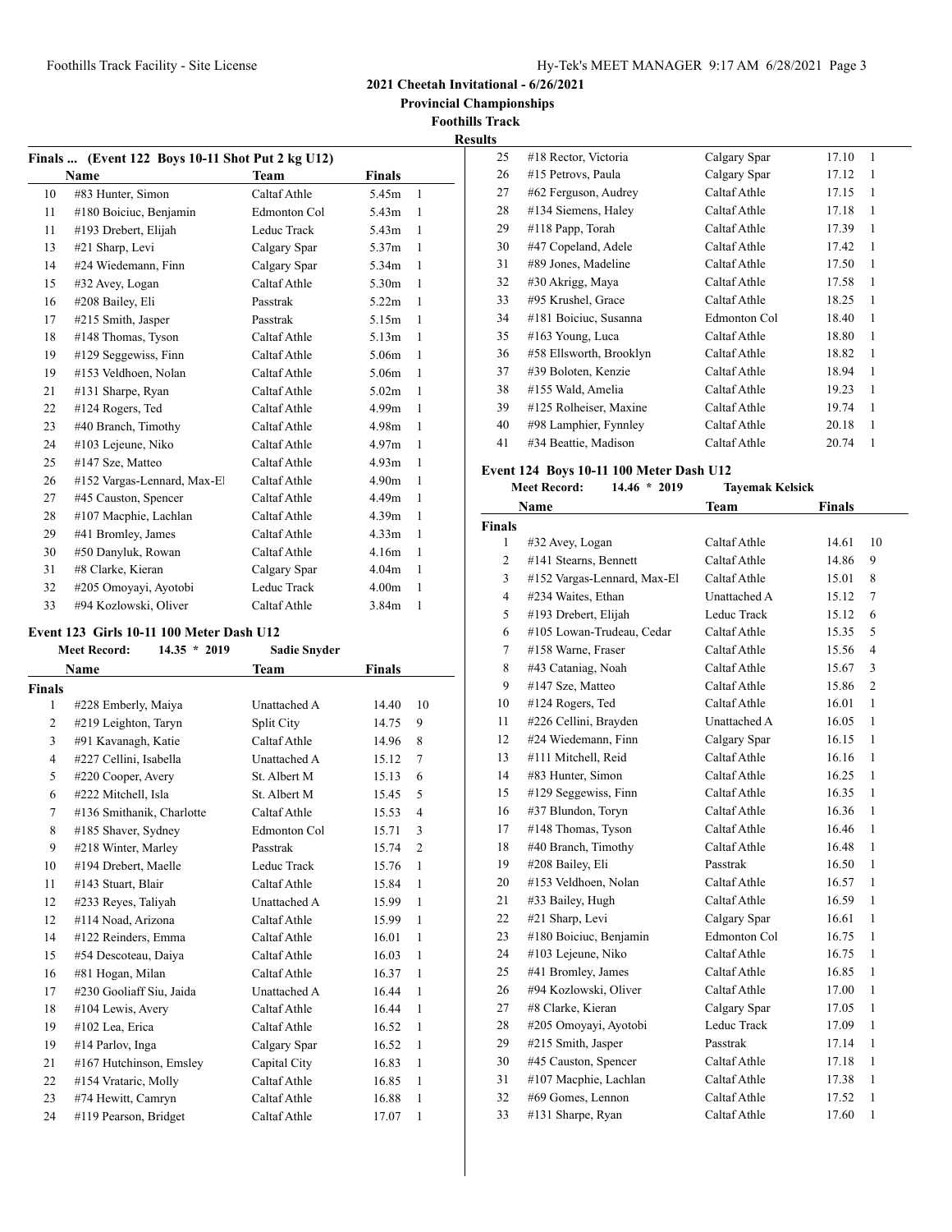**2021 Cheetah Invitational - 6/26/2021**

**Provincial Championships**

**Foothills Track**

**Results**

### Finals ... (Event 122 Boys 10-11 Shot Put 2 kg U12)

| | Name | Team | Finals | |
|---|---|---|---|---|
| 10 | #83 Hunter, Simon | Caltaf Athle | 5.45m | 1 |
| 11 | #180 Boiciuc, Benjamin | Edmonton Col | 5.43m | 1 |
| 11 | #193 Drebert, Elijah | Leduc Track | 5.43m | 1 |
| 13 | #21 Sharp, Levi | Calgary Spar | 5.37m | 1 |
| 14 | #24 Wiedemann, Finn | Calgary Spar | 5.34m | 1 |
| 15 | #32 Avey, Logan | Caltaf Athle | 5.30m | 1 |
| 16 | #208 Bailey, Eli | Passtrak | 5.22m | 1 |
| 17 | #215 Smith, Jasper | Passtrak | 5.15m | 1 |
| 18 | #148 Thomas, Tyson | Caltaf Athle | 5.13m | 1 |
| 19 | #129 Seggewiss, Finn | Caltaf Athle | 5.06m | 1 |
| 19 | #153 Veldhoen, Nolan | Caltaf Athle | 5.06m | 1 |
| 21 | #131 Sharpe, Ryan | Caltaf Athle | 5.02m | 1 |
| 22 | #124 Rogers, Ted | Caltaf Athle | 4.99m | 1 |
| 23 | #40 Branch, Timothy | Caltaf Athle | 4.98m | 1 |
| 24 | #103 Lejeune, Niko | Caltaf Athle | 4.97m | 1 |
| 25 | #147 Sze, Matteo | Caltaf Athle | 4.93m | 1 |
| 26 | #152 Vargas-Lennard, Max-El | Caltaf Athle | 4.90m | 1 |
| 27 | #45 Causton, Spencer | Caltaf Athle | 4.49m | 1 |
| 28 | #107 Macphie, Lachlan | Caltaf Athle | 4.39m | 1 |
| 29 | #41 Bromley, James | Caltaf Athle | 4.33m | 1 |
| 30 | #50 Danyluk, Rowan | Caltaf Athle | 4.16m | 1 |
| 31 | #8 Clarke, Kieran | Calgary Spar | 4.04m | 1 |
| 32 | #205 Omoyayi, Ayotobi | Leduc Track | 4.00m | 1 |
| 33 | #94 Kozlowski, Oliver | Caltaf Athle | 3.84m | 1 |

### Event 123 Girls 10-11 100 Meter Dash U12

**Meet Record:** 14.35 * 2019 Sadie Snyder

| | Name | Team | Finals | |
|---|---|---|---|---|
| **Finals** | | | | |
| 1 | #228 Emberly, Maiya | Unattached A | 14.40 | 10 |
| 2 | #219 Leighton, Taryn | Split City | 14.75 | 9 |
| 3 | #91 Kavanagh, Katie | Caltaf Athle | 14.96 | 8 |
| 4 | #227 Cellini, Isabella | Unattached A | 15.12 | 7 |
| 5 | #220 Cooper, Avery | St. Albert M | 15.13 | 6 |
| 6 | #222 Mitchell, Isla | St. Albert M | 15.45 | 5 |
| 7 | #136 Smithanik, Charlotte | Caltaf Athle | 15.53 | 4 |
| 8 | #185 Shaver, Sydney | Edmonton Col | 15.71 | 3 |
| 9 | #218 Winter, Marley | Passtrak | 15.74 | 2 |
| 10 | #194 Drebert, Maelle | Leduc Track | 15.76 | 1 |
| 11 | #143 Stuart, Blair | Caltaf Athle | 15.84 | 1 |
| 12 | #233 Reyes, Taliyah | Unattached A | 15.99 | 1 |
| 12 | #114 Noad, Arizona | Caltaf Athle | 15.99 | 1 |
| 14 | #122 Reinders, Emma | Caltaf Athle | 16.01 | 1 |
| 15 | #54 Descoteau, Daiya | Caltaf Athle | 16.03 | 1 |
| 16 | #81 Hogan, Milan | Caltaf Athle | 16.37 | 1 |
| 17 | #230 Gooliaff Siu, Jaida | Unattached A | 16.44 | 1 |
| 18 | #104 Lewis, Avery | Caltaf Athle | 16.44 | 1 |
| 19 | #102 Lea, Erica | Caltaf Athle | 16.52 | 1 |
| 19 | #14 Parlov, Inga | Calgary Spar | 16.52 | 1 |
| 21 | #167 Hutchinson, Emsley | Capital City | 16.83 | 1 |
| 22 | #154 Vrataric, Molly | Caltaf Athle | 16.85 | 1 |
| 23 | #74 Hewitt, Camryn | Caltaf Athle | 16.88 | 1 |
| 24 | #119 Pearson, Bridget | Caltaf Athle | 17.07 | 1 |
| 25 | #18 Rector, Victoria | Calgary Spar | 17.10 | 1 |
| 26 | #15 Petrovs, Paula | Calgary Spar | 17.12 | 1 |
| 27 | #62 Ferguson, Audrey | Caltaf Athle | 17.15 | 1 |
| 28 | #134 Siemens, Haley | Caltaf Athle | 17.18 | 1 |
| 29 | #118 Papp, Torah | Caltaf Athle | 17.39 | 1 |
| 30 | #47 Copeland, Adele | Caltaf Athle | 17.42 | 1 |
| 31 | #89 Jones, Madeline | Caltaf Athle | 17.50 | 1 |
| 32 | #30 Akrigg, Maya | Caltaf Athle | 17.58 | 1 |
| 33 | #95 Krushel, Grace | Caltaf Athle | 18.25 | 1 |
| 34 | #181 Boiciuc, Susanna | Edmonton Col | 18.40 | 1 |
| 35 | #163 Young, Luca | Caltaf Athle | 18.80 | 1 |
| 36 | #58 Ellsworth, Brooklyn | Caltaf Athle | 18.82 | 1 |
| 37 | #39 Boloten, Kenzie | Caltaf Athle | 18.94 | 1 |
| 38 | #155 Wald, Amelia | Caltaf Athle | 19.23 | 1 |
| 39 | #125 Rolheiser, Maxine | Caltaf Athle | 19.74 | 1 |
| 40 | #98 Lamphier, Fynnley | Caltaf Athle | 20.18 | 1 |
| 41 | #34 Beattie, Madison | Caltaf Athle | 20.74 | 1 |

### Event 124 Boys 10-11 100 Meter Dash U12

**Meet Record:** 14.46 * 2019 Tayemak Kelsick

| | Name | Team | Finals | |
|---|---|---|---|---|
| **Finals** | | | | |
| 1 | #32 Avey, Logan | Caltaf Athle | 14.61 | 10 |
| 2 | #141 Stearns, Bennett | Caltaf Athle | 14.86 | 9 |
| 3 | #152 Vargas-Lennard, Max-El | Caltaf Athle | 15.01 | 8 |
| 4 | #234 Waites, Ethan | Unattached A | 15.12 | 7 |
| 5 | #193 Drebert, Elijah | Leduc Track | 15.12 | 6 |
| 6 | #105 Lowan-Trudeau, Cedar | Caltaf Athle | 15.35 | 5 |
| 7 | #158 Warne, Fraser | Caltaf Athle | 15.56 | 4 |
| 8 | #43 Cataniag, Noah | Caltaf Athle | 15.67 | 3 |
| 9 | #147 Sze, Matteo | Caltaf Athle | 15.86 | 2 |
| 10 | #124 Rogers, Ted | Caltaf Athle | 16.01 | 1 |
| 11 | #226 Cellini, Brayden | Unattached A | 16.05 | 1 |
| 12 | #24 Wiedemann, Finn | Calgary Spar | 16.15 | 1 |
| 13 | #111 Mitchell, Reid | Caltaf Athle | 16.16 | 1 |
| 14 | #83 Hunter, Simon | Caltaf Athle | 16.25 | 1 |
| 15 | #129 Seggewiss, Finn | Caltaf Athle | 16.35 | 1 |
| 16 | #37 Blundon, Toryn | Caltaf Athle | 16.36 | 1 |
| 17 | #148 Thomas, Tyson | Caltaf Athle | 16.46 | 1 |
| 18 | #40 Branch, Timothy | Caltaf Athle | 16.48 | 1 |
| 19 | #208 Bailey, Eli | Passtrak | 16.50 | 1 |
| 20 | #153 Veldhoen, Nolan | Caltaf Athle | 16.57 | 1 |
| 21 | #33 Bailey, Hugh | Caltaf Athle | 16.59 | 1 |
| 22 | #21 Sharp, Levi | Calgary Spar | 16.61 | 1 |
| 23 | #180 Boiciuc, Benjamin | Edmonton Col | 16.75 | 1 |
| 24 | #103 Lejeune, Niko | Caltaf Athle | 16.75 | 1 |
| 25 | #41 Bromley, James | Caltaf Athle | 16.85 | 1 |
| 26 | #94 Kozlowski, Oliver | Caltaf Athle | 17.00 | 1 |
| 27 | #8 Clarke, Kieran | Calgary Spar | 17.05 | 1 |
| 28 | #205 Omoyayi, Ayotobi | Leduc Track | 17.09 | 1 |
| 29 | #215 Smith, Jasper | Passtrak | 17.14 | 1 |
| 30 | #45 Causton, Spencer | Caltaf Athle | 17.18 | 1 |
| 31 | #107 Macphie, Lachlan | Caltaf Athle | 17.38 | 1 |
| 32 | #69 Gomes, Lennon | Caltaf Athle | 17.52 | 1 |
| 33 | #131 Sharpe, Ryan | Caltaf Athle | 17.60 | 1 |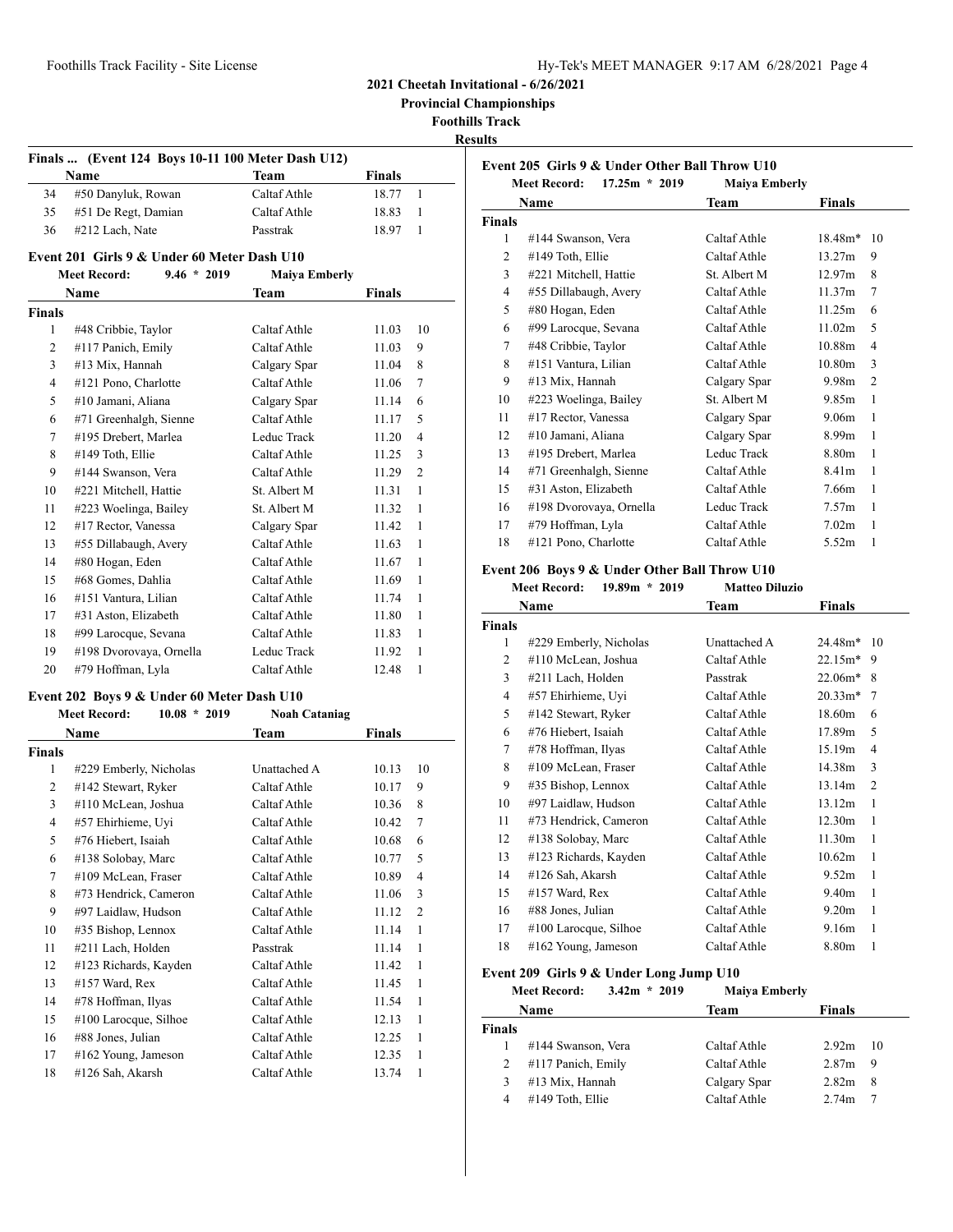**2021 Cheetah Invitational - 6/26/2021**

**Provincial Championships**

**Foothills Track**

**Results**

### Finals ... (Event 124 Boys 10-11 100 Meter Dash U12)

| | Name | Team | Finals | |
|---|---|---|---|---|
| 34 | #50 Danyluk, Rowan | Caltaf Athle | 18.77 | 1 |
| 35 | #51 De Regt, Damian | Caltaf Athle | 18.83 | 1 |
| 36 | #212 Lach, Nate | Passtrak | 18.97 | 1 |

### Event 201 Girls 9 & Under 60 Meter Dash U10

Meet Record: 9.46 * 2019 Maiya Emberly

| | Name | Team | Finals | |
|---|---|---|---|---|
| **Finals** | | | | |
| 1 | #48 Cribbie, Taylor | Caltaf Athle | 11.03 | 10 |
| 2 | #117 Panich, Emily | Caltaf Athle | 11.03 | 9 |
| 3 | #13 Mix, Hannah | Calgary Spar | 11.04 | 8 |
| 4 | #121 Pono, Charlotte | Caltaf Athle | 11.06 | 7 |
| 5 | #10 Jamani, Aliana | Calgary Spar | 11.14 | 6 |
| 6 | #71 Greenhalgh, Sienne | Caltaf Athle | 11.17 | 5 |
| 7 | #195 Drebert, Marlea | Leduc Track | 11.20 | 4 |
| 8 | #149 Toth, Ellie | Caltaf Athle | 11.25 | 3 |
| 9 | #144 Swanson, Vera | Caltaf Athle | 11.29 | 2 |
| 10 | #221 Mitchell, Hattie | St. Albert M | 11.31 | 1 |
| 11 | #223 Woelinga, Bailey | St. Albert M | 11.32 | 1 |
| 12 | #17 Rector, Vanessa | Calgary Spar | 11.42 | 1 |
| 13 | #55 Dillabaugh, Avery | Caltaf Athle | 11.63 | 1 |
| 14 | #80 Hogan, Eden | Caltaf Athle | 11.67 | 1 |
| 15 | #68 Gomes, Dahlia | Caltaf Athle | 11.69 | 1 |
| 16 | #151 Vantura, Lilian | Caltaf Athle | 11.74 | 1 |
| 17 | #31 Aston, Elizabeth | Caltaf Athle | 11.80 | 1 |
| 18 | #99 Larocque, Sevana | Caltaf Athle | 11.83 | 1 |
| 19 | #198 Dvorovaya, Ornella | Leduc Track | 11.92 | 1 |
| 20 | #79 Hoffman, Lyla | Caltaf Athle | 12.48 | 1 |

### Event 202 Boys 9 & Under 60 Meter Dash U10

Meet Record: 10.08 * 2019 Noah Cataniag

| | Name | Team | Finals | |
|---|---|---|---|---|
| **Finals** | | | | |
| 1 | #229 Emberly, Nicholas | Unattached A | 10.13 | 10 |
| 2 | #142 Stewart, Ryker | Caltaf Athle | 10.17 | 9 |
| 3 | #110 McLean, Joshua | Caltaf Athle | 10.36 | 8 |
| 4 | #57 Ehirhieme, Uyi | Caltaf Athle | 10.42 | 7 |
| 5 | #76 Hiebert, Isaiah | Caltaf Athle | 10.68 | 6 |
| 6 | #138 Solobay, Marc | Caltaf Athle | 10.77 | 5 |
| 7 | #109 McLean, Fraser | Caltaf Athle | 10.89 | 4 |
| 8 | #73 Hendrick, Cameron | Caltaf Athle | 11.06 | 3 |
| 9 | #97 Laidlaw, Hudson | Caltaf Athle | 11.12 | 2 |
| 10 | #35 Bishop, Lennox | Caltaf Athle | 11.14 | 1 |
| 11 | #211 Lach, Holden | Passtrak | 11.14 | 1 |
| 12 | #123 Richards, Kayden | Caltaf Athle | 11.42 | 1 |
| 13 | #157 Ward, Rex | Caltaf Athle | 11.45 | 1 |
| 14 | #78 Hoffman, Ilyas | Caltaf Athle | 11.54 | 1 |
| 15 | #100 Larocque, Silhoe | Caltaf Athle | 12.13 | 1 |
| 16 | #88 Jones, Julian | Caltaf Athle | 12.25 | 1 |
| 17 | #162 Young, Jameson | Caltaf Athle | 12.35 | 1 |
| 18 | #126 Sah, Akarsh | Caltaf Athle | 13.74 | 1 |

### Event 205 Girls 9 & Under Other Ball Throw U10

Meet Record: 17.25m * 2019 Maiya Emberly

| | Name | Team | Finals | |
|---|---|---|---|---|
| **Finals** | | | | |
| 1 | #144 Swanson, Vera | Caltaf Athle | 18.48m* | 10 |
| 2 | #149 Toth, Ellie | Caltaf Athle | 13.27m | 9 |
| 3 | #221 Mitchell, Hattie | St. Albert M | 12.97m | 8 |
| 4 | #55 Dillabaugh, Avery | Caltaf Athle | 11.37m | 7 |
| 5 | #80 Hogan, Eden | Caltaf Athle | 11.25m | 6 |
| 6 | #99 Larocque, Sevana | Caltaf Athle | 11.02m | 5 |
| 7 | #48 Cribbie, Taylor | Caltaf Athle | 10.88m | 4 |
| 8 | #151 Vantura, Lilian | Caltaf Athle | 10.80m | 3 |
| 9 | #13 Mix, Hannah | Calgary Spar | 9.98m | 2 |
| 10 | #223 Woelinga, Bailey | St. Albert M | 9.85m | 1 |
| 11 | #17 Rector, Vanessa | Calgary Spar | 9.06m | 1 |
| 12 | #10 Jamani, Aliana | Calgary Spar | 8.99m | 1 |
| 13 | #195 Drebert, Marlea | Leduc Track | 8.80m | 1 |
| 14 | #71 Greenhalgh, Sienne | Caltaf Athle | 8.41m | 1 |
| 15 | #31 Aston, Elizabeth | Caltaf Athle | 7.66m | 1 |
| 16 | #198 Dvorovaya, Ornella | Leduc Track | 7.57m | 1 |
| 17 | #79 Hoffman, Lyla | Caltaf Athle | 7.02m | 1 |
| 18 | #121 Pono, Charlotte | Caltaf Athle | 5.52m | 1 |

### Event 206 Boys 9 & Under Other Ball Throw U10

Meet Record: 19.89m * 2019 Matteo Diluzio

| | Name | Team | Finals | |
|---|---|---|---|---|
| **Finals** | | | | |
| 1 | #229 Emberly, Nicholas | Unattached A | 24.48m* | 10 |
| 2 | #110 McLean, Joshua | Caltaf Athle | 22.15m* | 9 |
| 3 | #211 Lach, Holden | Passtrak | 22.06m* | 8 |
| 4 | #57 Ehirhieme, Uyi | Caltaf Athle | 20.33m* | 7 |
| 5 | #142 Stewart, Ryker | Caltaf Athle | 18.60m | 6 |
| 6 | #76 Hiebert, Isaiah | Caltaf Athle | 17.89m | 5 |
| 7 | #78 Hoffman, Ilyas | Caltaf Athle | 15.19m | 4 |
| 8 | #109 McLean, Fraser | Caltaf Athle | 14.38m | 3 |
| 9 | #35 Bishop, Lennox | Caltaf Athle | 13.14m | 2 |
| 10 | #97 Laidlaw, Hudson | Caltaf Athle | 13.12m | 1 |
| 11 | #73 Hendrick, Cameron | Caltaf Athle | 12.30m | 1 |
| 12 | #138 Solobay, Marc | Caltaf Athle | 11.30m | 1 |
| 13 | #123 Richards, Kayden | Caltaf Athle | 10.62m | 1 |
| 14 | #126 Sah, Akarsh | Caltaf Athle | 9.52m | 1 |
| 15 | #157 Ward, Rex | Caltaf Athle | 9.40m | 1 |
| 16 | #88 Jones, Julian | Caltaf Athle | 9.20m | 1 |
| 17 | #100 Larocque, Silhoe | Caltaf Athle | 9.16m | 1 |
| 18 | #162 Young, Jameson | Caltaf Athle | 8.80m | 1 |

### Event 209 Girls 9 & Under Long Jump U10

Meet Record: 3.42m * 2019 Maiya Emberly

| | Name | Team | Finals | |
|---|---|---|---|---|
| **Finals** | | | | |
| 1 | #144 Swanson, Vera | Caltaf Athle | 2.92m | 10 |
| 2 | #117 Panich, Emily | Caltaf Athle | 2.87m | 9 |
| 3 | #13 Mix, Hannah | Calgary Spar | 2.82m | 8 |
| 4 | #149 Toth, Ellie | Caltaf Athle | 2.74m | 7 |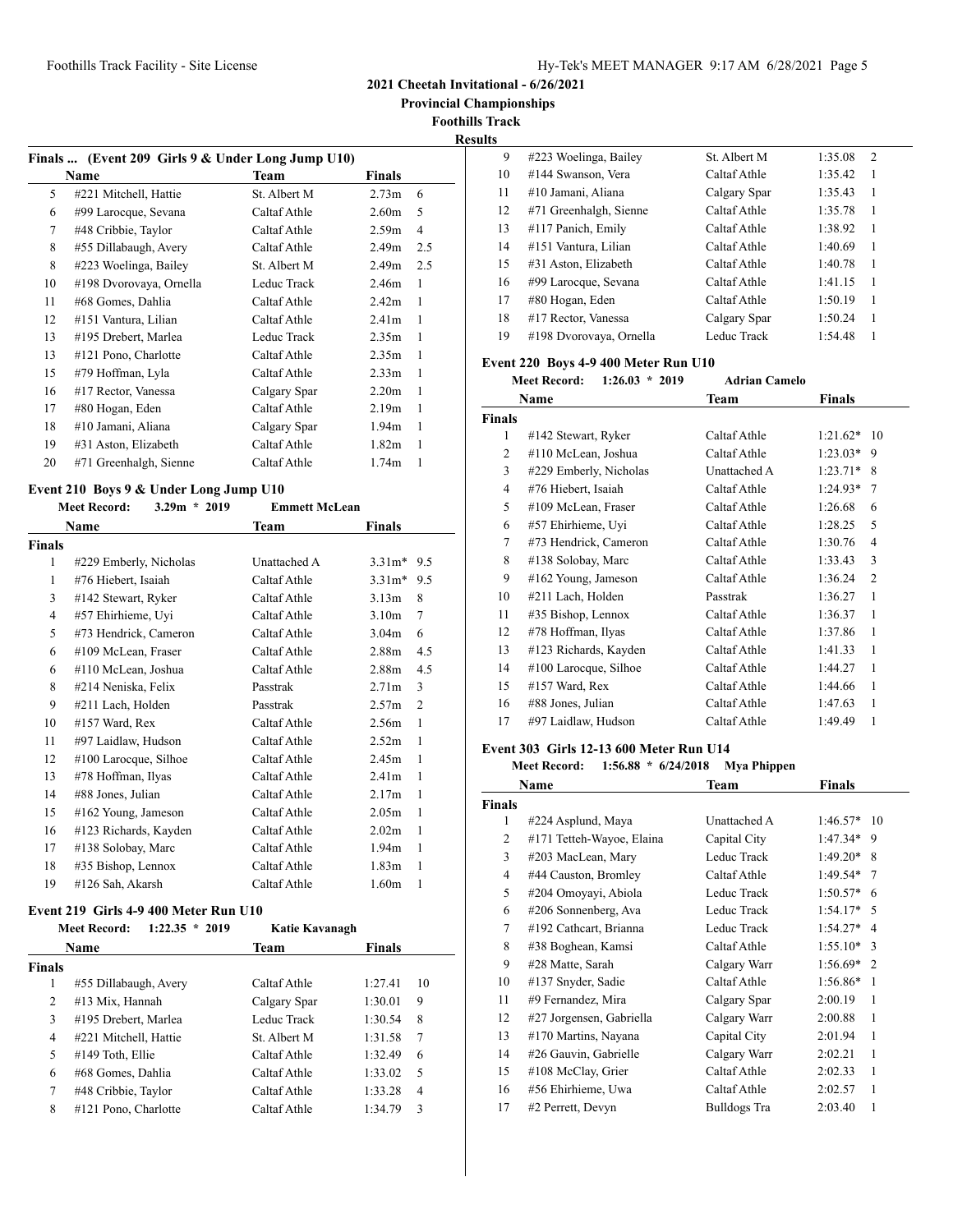## 2021 Cheetah Invitational - 6/26/2021

**Provincial Championships**

**Foothills Track**

**Results**

### Finals ... (Event 209 Girls 9 & Under Long Jump U10)

| | Name | Team | Finals | |
|---|---|---|---|---|
| 5 | #221 Mitchell, Hattie | St. Albert M | 2.73m | 6 |
| 6 | #99 Larocque, Sevana | Caltaf Athle | 2.60m | 5 |
| 7 | #48 Cribbie, Taylor | Caltaf Athle | 2.59m | 4 |
| 8 | #55 Dillabaugh, Avery | Caltaf Athle | 2.49m | 2.5 |
| 8 | #223 Woelinga, Bailey | St. Albert M | 2.49m | 2.5 |
| 10 | #198 Dvorovaya, Ornella | Leduc Track | 2.46m | 1 |
| 11 | #68 Gomes, Dahlia | Caltaf Athle | 2.42m | 1 |
| 12 | #151 Vantura, Lilian | Caltaf Athle | 2.41m | 1 |
| 13 | #195 Drebert, Marlea | Leduc Track | 2.35m | 1 |
| 13 | #121 Pono, Charlotte | Caltaf Athle | 2.35m | 1 |
| 15 | #79 Hoffman, Lyla | Caltaf Athle | 2.33m | 1 |
| 16 | #17 Rector, Vanessa | Calgary Spar | 2.20m | 1 |
| 17 | #80 Hogan, Eden | Caltaf Athle | 2.19m | 1 |
| 18 | #10 Jamani, Aliana | Calgary Spar | 1.94m | 1 |
| 19 | #31 Aston, Elizabeth | Caltaf Athle | 1.82m | 1 |
| 20 | #71 Greenhalgh, Sienne | Caltaf Athle | 1.74m | 1 |

### Event 210 Boys 9 & Under Long Jump U10

Meet Record: 3.29m * 2019 Emmett McLean

| | Name | Team | Finals | |
|---|---|---|---|---|
| **Finals** | | | | |
| 1 | #229 Emberly, Nicholas | Unattached A | 3.31m* | 9.5 |
| 1 | #76 Hiebert, Isaiah | Caltaf Athle | 3.31m* | 9.5 |
| 3 | #142 Stewart, Ryker | Caltaf Athle | 3.13m | 8 |
| 4 | #57 Ehirhieme, Uyi | Caltaf Athle | 3.10m | 7 |
| 5 | #73 Hendrick, Cameron | Caltaf Athle | 3.04m | 6 |
| 6 | #109 McLean, Fraser | Caltaf Athle | 2.88m | 4.5 |
| 6 | #110 McLean, Joshua | Caltaf Athle | 2.88m | 4.5 |
| 8 | #214 Neniska, Felix | Passtrak | 2.71m | 3 |
| 9 | #211 Lach, Holden | Passtrak | 2.57m | 2 |
| 10 | #157 Ward, Rex | Caltaf Athle | 2.56m | 1 |
| 11 | #97 Laidlaw, Hudson | Caltaf Athle | 2.52m | 1 |
| 12 | #100 Larocque, Silhoe | Caltaf Athle | 2.45m | 1 |
| 13 | #78 Hoffman, Ilyas | Caltaf Athle | 2.41m | 1 |
| 14 | #88 Jones, Julian | Caltaf Athle | 2.17m | 1 |
| 15 | #162 Young, Jameson | Caltaf Athle | 2.05m | 1 |
| 16 | #123 Richards, Kayden | Caltaf Athle | 2.02m | 1 |
| 17 | #138 Solobay, Marc | Caltaf Athle | 1.94m | 1 |
| 18 | #35 Bishop, Lennox | Caltaf Athle | 1.83m | 1 |
| 19 | #126 Sah, Akarsh | Caltaf Athle | 1.60m | 1 |

### Event 219 Girls 4-9 400 Meter Run U10

Meet Record: 1:22.35 * 2019 Katie Kavanagh

| | Name | Team | Finals | |
|---|---|---|---|---|
| **Finals** | | | | |
| 1 | #55 Dillabaugh, Avery | Caltaf Athle | 1:27.41 | 10 |
| 2 | #13 Mix, Hannah | Calgary Spar | 1:30.01 | 9 |
| 3 | #195 Drebert, Marlea | Leduc Track | 1:30.54 | 8 |
| 4 | #221 Mitchell, Hattie | St. Albert M | 1:31.58 | 7 |
| 5 | #149 Toth, Ellie | Caltaf Athle | 1:32.49 | 6 |
| 6 | #68 Gomes, Dahlia | Caltaf Athle | 1:33.02 | 5 |
| 7 | #48 Cribbie, Taylor | Caltaf Athle | 1:33.28 | 4 |
| 8 | #121 Pono, Charlotte | Caltaf Athle | 1:34.79 | 3 |
| 9 | #223 Woelinga, Bailey | St. Albert M | 1:35.08 | 2 |
| 10 | #144 Swanson, Vera | Caltaf Athle | 1:35.42 | 1 |
| 11 | #10 Jamani, Aliana | Calgary Spar | 1:35.43 | 1 |
| 12 | #71 Greenhalgh, Sienne | Caltaf Athle | 1:35.78 | 1 |
| 13 | #117 Panich, Emily | Caltaf Athle | 1:38.92 | 1 |
| 14 | #151 Vantura, Lilian | Caltaf Athle | 1:40.69 | 1 |
| 15 | #31 Aston, Elizabeth | Caltaf Athle | 1:40.78 | 1 |
| 16 | #99 Larocque, Sevana | Caltaf Athle | 1:41.15 | 1 |
| 17 | #80 Hogan, Eden | Caltaf Athle | 1:50.19 | 1 |
| 18 | #17 Rector, Vanessa | Calgary Spar | 1:50.24 | 1 |
| 19 | #198 Dvorovaya, Ornella | Leduc Track | 1:54.48 | 1 |

### Event 220 Boys 4-9 400 Meter Run U10

Meet Record: 1:26.03 * 2019 Adrian Camelo

| | Name | Team | Finals | |
|---|---|---|---|---|
| **Finals** | | | | |
| 1 | #142 Stewart, Ryker | Caltaf Athle | 1:21.62* | 10 |
| 2 | #110 McLean, Joshua | Caltaf Athle | 1:23.03* | 9 |
| 3 | #229 Emberly, Nicholas | Unattached A | 1:23.71* | 8 |
| 4 | #76 Hiebert, Isaiah | Caltaf Athle | 1:24.93* | 7 |
| 5 | #109 McLean, Fraser | Caltaf Athle | 1:26.68 | 6 |
| 6 | #57 Ehirhieme, Uyi | Caltaf Athle | 1:28.25 | 5 |
| 7 | #73 Hendrick, Cameron | Caltaf Athle | 1:30.76 | 4 |
| 8 | #138 Solobay, Marc | Caltaf Athle | 1:33.43 | 3 |
| 9 | #162 Young, Jameson | Caltaf Athle | 1:36.24 | 2 |
| 10 | #211 Lach, Holden | Passtrak | 1:36.27 | 1 |
| 11 | #35 Bishop, Lennox | Caltaf Athle | 1:36.37 | 1 |
| 12 | #78 Hoffman, Ilyas | Caltaf Athle | 1:37.86 | 1 |
| 13 | #123 Richards, Kayden | Caltaf Athle | 1:41.33 | 1 |
| 14 | #100 Larocque, Silhoe | Caltaf Athle | 1:44.27 | 1 |
| 15 | #157 Ward, Rex | Caltaf Athle | 1:44.66 | 1 |
| 16 | #88 Jones, Julian | Caltaf Athle | 1:47.63 | 1 |
| 17 | #97 Laidlaw, Hudson | Caltaf Athle | 1:49.49 | 1 |

### Event 303 Girls 12-13 600 Meter Run U14

Meet Record: 1:56.88 * 6/24/2018 Mya Phippen

| | Name | Team | Finals | |
|---|---|---|---|---|
| **Finals** | | | | |
| 1 | #224 Asplund, Maya | Unattached A | 1:46.57* | 10 |
| 2 | #171 Tetteh-Wayoe, Elaina | Capital City | 1:47.34* | 9 |
| 3 | #203 MacLean, Mary | Leduc Track | 1:49.20* | 8 |
| 4 | #44 Causton, Bromley | Caltaf Athle | 1:49.54* | 7 |
| 5 | #204 Omoyayi, Abiola | Leduc Track | 1:50.57* | 6 |
| 6 | #206 Sonnenberg, Ava | Leduc Track | 1:54.17* | 5 |
| 7 | #192 Cathcart, Brianna | Leduc Track | 1:54.27* | 4 |
| 8 | #38 Boghean, Kamsi | Caltaf Athle | 1:55.10* | 3 |
| 9 | #28 Matte, Sarah | Calgary Warr | 1:56.69* | 2 |
| 10 | #137 Snyder, Sadie | Caltaf Athle | 1:56.86* | 1 |
| 11 | #9 Fernandez, Mira | Calgary Spar | 2:00.19 | 1 |
| 12 | #27 Jorgensen, Gabriella | Calgary Warr | 2:00.88 | 1 |
| 13 | #170 Martins, Nayana | Capital City | 2:01.94 | 1 |
| 14 | #26 Gauvin, Gabrielle | Calgary Warr | 2:02.21 | 1 |
| 15 | #108 McClay, Grier | Caltaf Athle | 2:02.33 | 1 |
| 16 | #56 Ehirhieme, Uwa | Caltaf Athle | 2:02.57 | 1 |
| 17 | #2 Perrett, Devyn | Bulldogs Tra | 2:03.40 | 1 |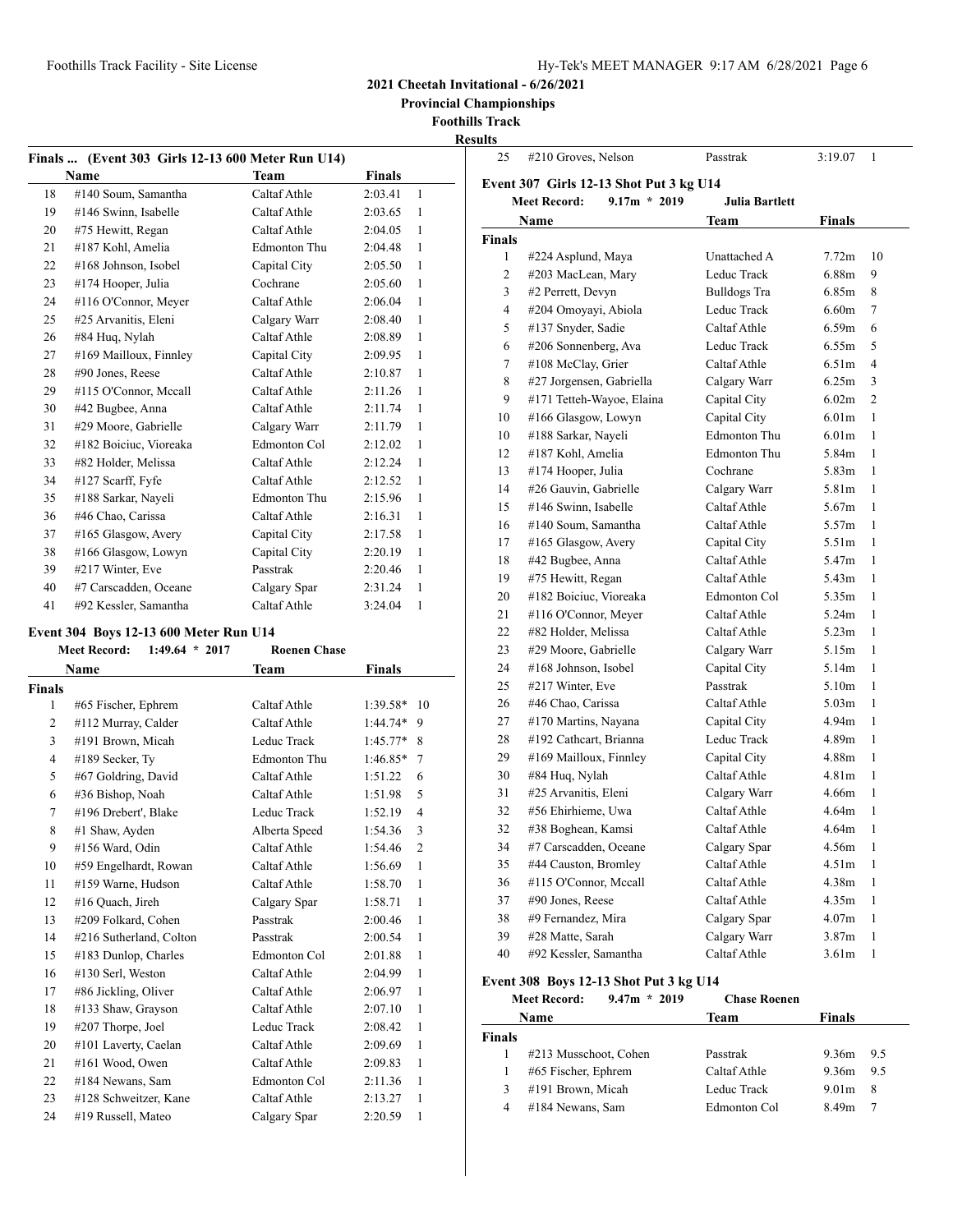**2021 Cheetah Invitational - 6/26/2021**

**Provincial Championships**

**Foothills Track**

**Results**

### Finals ... (Event 303 Girls 12-13 600 Meter Run U14)

| | Name | Team | Finals | |
|---|---|---|---|---|
| 18 | #140 Soum, Samantha | Caltaf Athle | 2:03.41 | 1 |
| 19 | #146 Swinn, Isabelle | Caltaf Athle | 2:03.65 | 1 |
| 20 | #75 Hewitt, Regan | Caltaf Athle | 2:04.05 | 1 |
| 21 | #187 Kohl, Amelia | Edmonton Thu | 2:04.48 | 1 |
| 22 | #168 Johnson, Isobel | Capital City | 2:05.50 | 1 |
| 23 | #174 Hooper, Julia | Cochrane | 2:05.60 | 1 |
| 24 | #116 O'Connor, Meyer | Caltaf Athle | 2:06.04 | 1 |
| 25 | #25 Arvanitis, Eleni | Calgary Warr | 2:08.40 | 1 |
| 26 | #84 Huq, Nylah | Caltaf Athle | 2:08.89 | 1 |
| 27 | #169 Mailloux, Finnley | Capital City | 2:09.95 | 1 |
| 28 | #90 Jones, Reese | Caltaf Athle | 2:10.87 | 1 |
| 29 | #115 O'Connor, Mccall | Caltaf Athle | 2:11.26 | 1 |
| 30 | #42 Bugbee, Anna | Caltaf Athle | 2:11.74 | 1 |
| 31 | #29 Moore, Gabrielle | Calgary Warr | 2:11.79 | 1 |
| 32 | #182 Boiciuc, Vioreaka | Edmonton Col | 2:12.02 | 1 |
| 33 | #82 Holder, Melissa | Caltaf Athle | 2:12.24 | 1 |
| 34 | #127 Scarff, Fyfe | Caltaf Athle | 2:12.52 | 1 |
| 35 | #188 Sarkar, Nayeli | Edmonton Thu | 2:15.96 | 1 |
| 36 | #46 Chao, Carissa | Caltaf Athle | 2:16.31 | 1 |
| 37 | #165 Glasgow, Avery | Capital City | 2:17.58 | 1 |
| 38 | #166 Glasgow, Lowyn | Capital City | 2:20.19 | 1 |
| 39 | #217 Winter, Eve | Passtrak | 2:20.46 | 1 |
| 40 | #7 Carscadden, Oceane | Calgary Spar | 2:31.24 | 1 |
| 41 | #92 Kessler, Samantha | Caltaf Athle | 3:24.04 | 1 |

### Event 304 Boys 12-13 600 Meter Run U14

**Meet Record:** 1:49.64 * 2017 **Roenen Chase**

| | Name | Team | Finals | |
|---|---|---|---|---|
| **Finals** | | | | |
| 1 | #65 Fischer, Ephrem | Caltaf Athle | 1:39.58* | 10 |
| 2 | #112 Murray, Calder | Caltaf Athle | 1:44.74* | 9 |
| 3 | #191 Brown, Micah | Leduc Track | 1:45.77* | 8 |
| 4 | #189 Secker, Ty | Edmonton Thu | 1:46.85* | 7 |
| 5 | #67 Goldring, David | Caltaf Athle | 1:51.22 | 6 |
| 6 | #36 Bishop, Noah | Caltaf Athle | 1:51.98 | 5 |
| 7 | #196 Drebert', Blake | Leduc Track | 1:52.19 | 4 |
| 8 | #1 Shaw, Ayden | Alberta Speed | 1:54.36 | 3 |
| 9 | #156 Ward, Odin | Caltaf Athle | 1:54.46 | 2 |
| 10 | #59 Engelhardt, Rowan | Caltaf Athle | 1:56.69 | 1 |
| 11 | #159 Warne, Hudson | Caltaf Athle | 1:58.70 | 1 |
| 12 | #16 Quach, Jireh | Calgary Spar | 1:58.71 | 1 |
| 13 | #209 Folkard, Cohen | Passtrak | 2:00.46 | 1 |
| 14 | #216 Sutherland, Colton | Passtrak | 2:00.54 | 1 |
| 15 | #183 Dunlop, Charles | Edmonton Col | 2:01.88 | 1 |
| 16 | #130 Serl, Weston | Caltaf Athle | 2:04.99 | 1 |
| 17 | #86 Jickling, Oliver | Caltaf Athle | 2:06.97 | 1 |
| 18 | #133 Shaw, Grayson | Caltaf Athle | 2:07.10 | 1 |
| 19 | #207 Thorpe, Joel | Leduc Track | 2:08.42 | 1 |
| 20 | #101 Laverty, Caelan | Caltaf Athle | 2:09.69 | 1 |
| 21 | #161 Wood, Owen | Caltaf Athle | 2:09.83 | 1 |
| 22 | #184 Newans, Sam | Edmonton Col | 2:11.36 | 1 |
| 23 | #128 Schweitzer, Kane | Caltaf Athle | 2:13.27 | 1 |
| 24 | #19 Russell, Mateo | Calgary Spar | 2:20.59 | 1 |
| 25 | #210 Groves, Nelson | Passtrak | 3:19.07 | 1 |

### Event 307 Girls 12-13 Shot Put 3 kg U14

**Meet Record:** 9.17m * 2019 **Julia Bartlett**

| | Name | Team | Finals | |
|---|---|---|---|---|
| **Finals** | | | | |
| 1 | #224 Asplund, Maya | Unattached A | 7.72m | 10 |
| 2 | #203 MacLean, Mary | Leduc Track | 6.88m | 9 |
| 3 | #2 Perrett, Devyn | Bulldogs Tra | 6.85m | 8 |
| 4 | #204 Omoyayi, Abiola | Leduc Track | 6.60m | 7 |
| 5 | #137 Snyder, Sadie | Caltaf Athle | 6.59m | 6 |
| 6 | #206 Sonnenberg, Ava | Leduc Track | 6.55m | 5 |
| 7 | #108 McClay, Grier | Caltaf Athle | 6.51m | 4 |
| 8 | #27 Jorgensen, Gabriella | Calgary Warr | 6.25m | 3 |
| 9 | #171 Tetteh-Wayoe, Elaina | Capital City | 6.02m | 2 |
| 10 | #166 Glasgow, Lowyn | Capital City | 6.01m | 1 |
| 10 | #188 Sarkar, Nayeli | Edmonton Thu | 6.01m | 1 |
| 12 | #187 Kohl, Amelia | Edmonton Thu | 5.84m | 1 |
| 13 | #174 Hooper, Julia | Cochrane | 5.83m | 1 |
| 14 | #26 Gauvin, Gabrielle | Calgary Warr | 5.81m | 1 |
| 15 | #146 Swinn, Isabelle | Caltaf Athle | 5.67m | 1 |
| 16 | #140 Soum, Samantha | Caltaf Athle | 5.57m | 1 |
| 17 | #165 Glasgow, Avery | Capital City | 5.51m | 1 |
| 18 | #42 Bugbee, Anna | Caltaf Athle | 5.47m | 1 |
| 19 | #75 Hewitt, Regan | Caltaf Athle | 5.43m | 1 |
| 20 | #182 Boiciuc, Vioreaka | Edmonton Col | 5.35m | 1 |
| 21 | #116 O'Connor, Meyer | Caltaf Athle | 5.24m | 1 |
| 22 | #82 Holder, Melissa | Caltaf Athle | 5.23m | 1 |
| 23 | #29 Moore, Gabrielle | Calgary Warr | 5.15m | 1 |
| 24 | #168 Johnson, Isobel | Capital City | 5.14m | 1 |
| 25 | #217 Winter, Eve | Passtrak | 5.10m | 1 |
| 26 | #46 Chao, Carissa | Caltaf Athle | 5.03m | 1 |
| 27 | #170 Martins, Nayana | Capital City | 4.94m | 1 |
| 28 | #192 Cathcart, Brianna | Leduc Track | 4.89m | 1 |
| 29 | #169 Mailloux, Finnley | Capital City | 4.88m | 1 |
| 30 | #84 Huq, Nylah | Caltaf Athle | 4.81m | 1 |
| 31 | #25 Arvanitis, Eleni | Calgary Warr | 4.66m | 1 |
| 32 | #56 Ehirhieme, Uwa | Caltaf Athle | 4.64m | 1 |
| 32 | #38 Boghean, Kamsi | Caltaf Athle | 4.64m | 1 |
| 34 | #7 Carscadden, Oceane | Calgary Spar | 4.56m | 1 |
| 35 | #44 Causton, Bromley | Caltaf Athle | 4.51m | 1 |
| 36 | #115 O'Connor, Mccall | Caltaf Athle | 4.38m | 1 |
| 37 | #90 Jones, Reese | Caltaf Athle | 4.35m | 1 |
| 38 | #9 Fernandez, Mira | Calgary Spar | 4.07m | 1 |
| 39 | #28 Matte, Sarah | Calgary Warr | 3.87m | 1 |
| 40 | #92 Kessler, Samantha | Caltaf Athle | 3.61m | 1 |

### Event 308 Boys 12-13 Shot Put 3 kg U14

**Meet Record:** 9.47m * 2019 **Chase Roenen**

| | Name | Team | Finals | |
|---|---|---|---|---|
| **Finals** | | | | |
| 1 | #213 Musschoot, Cohen | Passtrak | 9.36m | 9.5 |
| 1 | #65 Fischer, Ephrem | Caltaf Athle | 9.36m | 9.5 |
| 3 | #191 Brown, Micah | Leduc Track | 9.01m | 8 |
| 4 | #184 Newans, Sam | Edmonton Col | 8.49m | 7 |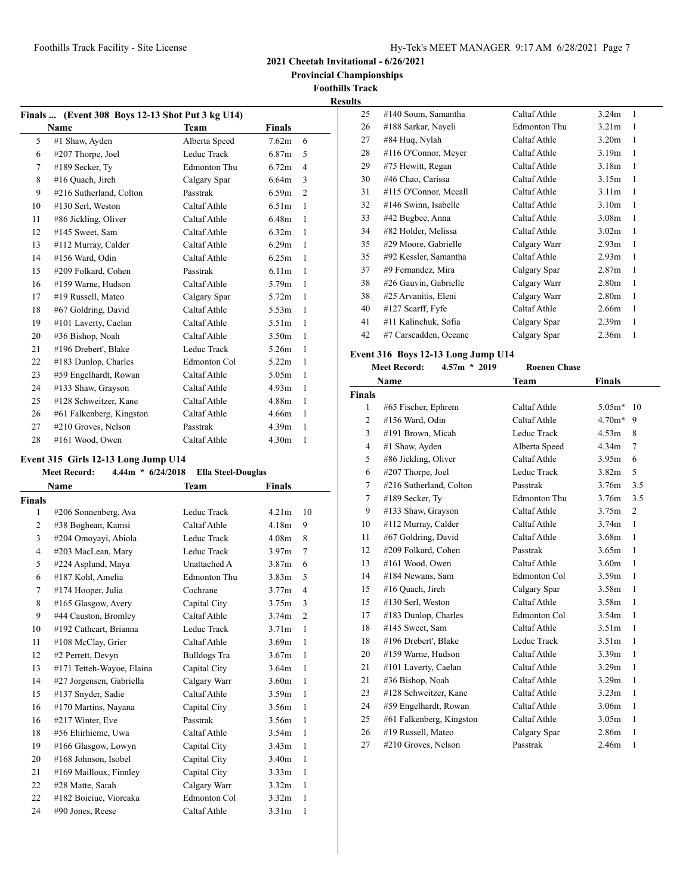# 2021 Cheetah Invitational - 6/26/2021

**Provincial Championships**

**Foothills Track**

**Results**

### Finals ... (Event 308 Boys 12-13 Shot Put 3 kg U14)

| | Name | Team | Finals | |
|---|---|---|---|---|
| 5 | #1 Shaw, Ayden | Alberta Speed | 7.62m | 6 |
| 6 | #207 Thorpe, Joel | Leduc Track | 6.87m | 5 |
| 7 | #189 Secker, Ty | Edmonton Thu | 6.72m | 4 |
| 8 | #16 Quach, Jireh | Calgary Spar | 6.64m | 3 |
| 9 | #216 Sutherland, Colton | Passtrak | 6.59m | 2 |
| 10 | #130 Serl, Weston | Caltaf Athle | 6.51m | 1 |
| 11 | #86 Jickling, Oliver | Caltaf Athle | 6.48m | 1 |
| 12 | #145 Sweet, Sam | Caltaf Athle | 6.32m | 1 |
| 13 | #112 Murray, Calder | Caltaf Athle | 6.29m | 1 |
| 14 | #156 Ward, Odin | Caltaf Athle | 6.25m | 1 |
| 15 | #209 Folkard, Cohen | Passtrak | 6.11m | 1 |
| 16 | #159 Warne, Hudson | Caltaf Athle | 5.79m | 1 |
| 17 | #19 Russell, Mateo | Calgary Spar | 5.72m | 1 |
| 18 | #67 Goldring, David | Caltaf Athle | 5.53m | 1 |
| 19 | #101 Laverty, Caelan | Caltaf Athle | 5.51m | 1 |
| 20 | #36 Bishop, Noah | Caltaf Athle | 5.50m | 1 |
| 21 | #196 Drebert', Blake | Leduc Track | 5.26m | 1 |
| 22 | #183 Dunlop, Charles | Edmonton Col | 5.22m | 1 |
| 23 | #59 Engelhardt, Rowan | Caltaf Athle | 5.05m | 1 |
| 24 | #133 Shaw, Grayson | Caltaf Athle | 4.93m | 1 |
| 25 | #128 Schweitzer, Kane | Caltaf Athle | 4.88m | 1 |
| 26 | #61 Falkenberg, Kingston | Caltaf Athle | 4.66m | 1 |
| 27 | #210 Groves, Nelson | Passtrak | 4.39m | 1 |
| 28 | #161 Wood, Owen | Caltaf Athle | 4.30m | 1 |

### Event 315 Girls 12-13 Long Jump U14

**Meet Record:** 4.44m * 6/24/2018 **Ella Steel-Douglas**

| | Name | Team | Finals | |
|---|---|---|---|---|
| **Finals** | | | | |
| 1 | #206 Sonnenberg, Ava | Leduc Track | 4.21m | 10 |
| 2 | #38 Boghean, Kamsi | Caltaf Athle | 4.18m | 9 |
| 3 | #204 Omoyayi, Abiola | Leduc Track | 4.08m | 8 |
| 4 | #203 MacLean, Mary | Leduc Track | 3.97m | 7 |
| 5 | #224 Asplund, Maya | Unattached A | 3.87m | 6 |
| 6 | #187 Kohl, Amelia | Edmonton Thu | 3.83m | 5 |
| 7 | #174 Hooper, Julia | Cochrane | 3.77m | 4 |
| 8 | #165 Glasgow, Avery | Capital City | 3.75m | 3 |
| 9 | #44 Causton, Bromley | Caltaf Athle | 3.74m | 2 |
| 10 | #192 Cathcart, Brianna | Leduc Track | 3.71m | 1 |
| 11 | #108 McClay, Grier | Caltaf Athle | 3.69m | 1 |
| 12 | #2 Perrett, Devyn | Bulldogs Tra | 3.67m | 1 |
| 13 | #171 Tetteh-Wayoe, Elaina | Capital City | 3.64m | 1 |
| 14 | #27 Jorgensen, Gabriella | Calgary Warr | 3.60m | 1 |
| 15 | #137 Snyder, Sadie | Caltaf Athle | 3.59m | 1 |
| 16 | #170 Martins, Nayana | Capital City | 3.56m | 1 |
| 16 | #217 Winter, Eve | Passtrak | 3.56m | 1 |
| 18 | #56 Ehirhieme, Uwa | Caltaf Athle | 3.54m | 1 |
| 19 | #166 Glasgow, Lowyn | Capital City | 3.43m | 1 |
| 20 | #168 Johnson, Isobel | Capital City | 3.40m | 1 |
| 21 | #169 Mailloux, Finnley | Capital City | 3.33m | 1 |
| 22 | #28 Matte, Sarah | Calgary Warr | 3.32m | 1 |
| 22 | #182 Boiciuc, Vioreaka | Edmonton Col | 3.32m | 1 |
| 24 | #90 Jones, Reese | Caltaf Athle | 3.31m | 1 |
| 25 | #140 Soum, Samantha | Caltaf Athle | 3.24m | 1 |
| 26 | #188 Sarkar, Nayeli | Edmonton Thu | 3.21m | 1 |
| 27 | #84 Huq, Nylah | Caltaf Athle | 3.20m | 1 |
| 28 | #116 O'Connor, Meyer | Caltaf Athle | 3.19m | 1 |
| 29 | #75 Hewitt, Regan | Caltaf Athle | 3.18m | 1 |
| 30 | #46 Chao, Carissa | Caltaf Athle | 3.15m | 1 |
| 31 | #115 O'Connor, Mccall | Caltaf Athle | 3.11m | 1 |
| 32 | #146 Swinn, Isabelle | Caltaf Athle | 3.10m | 1 |
| 33 | #42 Bugbee, Anna | Caltaf Athle | 3.08m | 1 |
| 34 | #82 Holder, Melissa | Caltaf Athle | 3.02m | 1 |
| 35 | #29 Moore, Gabrielle | Calgary Warr | 2.93m | 1 |
| 35 | #92 Kessler, Samantha | Caltaf Athle | 2.93m | 1 |
| 37 | #9 Fernandez, Mira | Calgary Spar | 2.87m | 1 |
| 38 | #26 Gauvin, Gabrielle | Calgary Warr | 2.80m | 1 |
| 38 | #25 Arvanitis, Eleni | Calgary Warr | 2.80m | 1 |
| 40 | #127 Scarff, Fyfe | Caltaf Athle | 2.66m | 1 |
| 41 | #11 Kalinchuk, Sofia | Calgary Spar | 2.39m | 1 |
| 42 | #7 Carscadden, Oceane | Calgary Spar | 2.36m | 1 |

### Event 316 Boys 12-13 Long Jump U14

**Meet Record:** 4.57m * 2019 **Roenen Chase**

| | Name | Team | Finals | |
|---|---|---|---|---|
| **Finals** | | | | |
| 1 | #65 Fischer, Ephrem | Caltaf Athle | 5.05m* | 10 |
| 2 | #156 Ward, Odin | Caltaf Athle | 4.70m* | 9 |
| 3 | #191 Brown, Micah | Leduc Track | 4.53m | 8 |
| 4 | #1 Shaw, Ayden | Alberta Speed | 4.34m | 7 |
| 5 | #86 Jickling, Oliver | Caltaf Athle | 3.95m | 6 |
| 6 | #207 Thorpe, Joel | Leduc Track | 3.82m | 5 |
| 7 | #216 Sutherland, Colton | Passtrak | 3.76m | 3.5 |
| 7 | #189 Secker, Ty | Edmonton Thu | 3.76m | 3.5 |
| 9 | #133 Shaw, Grayson | Caltaf Athle | 3.75m | 2 |
| 10 | #112 Murray, Calder | Caltaf Athle | 3.74m | 1 |
| 11 | #67 Goldring, David | Caltaf Athle | 3.68m | 1 |
| 12 | #209 Folkard, Cohen | Passtrak | 3.65m | 1 |
| 13 | #161 Wood, Owen | Caltaf Athle | 3.60m | 1 |
| 14 | #184 Newans, Sam | Edmonton Col | 3.59m | 1 |
| 15 | #16 Quach, Jireh | Calgary Spar | 3.58m | 1 |
| 15 | #130 Serl, Weston | Caltaf Athle | 3.58m | 1 |
| 17 | #183 Dunlop, Charles | Edmonton Col | 3.54m | 1 |
| 18 | #145 Sweet, Sam | Caltaf Athle | 3.51m | 1 |
| 18 | #196 Drebert', Blake | Leduc Track | 3.51m | 1 |
| 20 | #159 Warne, Hudson | Caltaf Athle | 3.39m | 1 |
| 21 | #101 Laverty, Caelan | Caltaf Athle | 3.29m | 1 |
| 21 | #36 Bishop, Noah | Caltaf Athle | 3.29m | 1 |
| 23 | #128 Schweitzer, Kane | Caltaf Athle | 3.23m | 1 |
| 24 | #59 Engelhardt, Rowan | Caltaf Athle | 3.06m | 1 |
| 25 | #61 Falkenberg, Kingston | Caltaf Athle | 3.05m | 1 |
| 26 | #19 Russell, Mateo | Calgary Spar | 2.86m | 1 |
| 27 | #210 Groves, Nelson | Passtrak | 2.46m | 1 |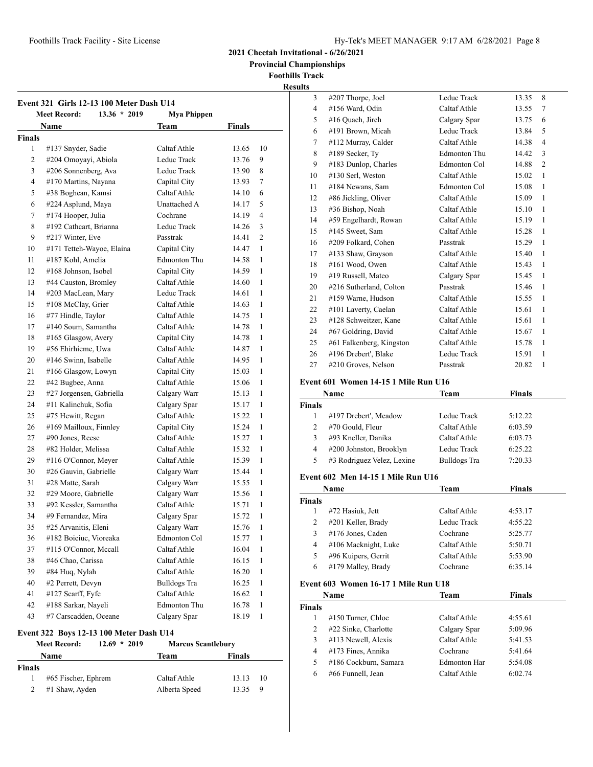**2021 Cheetah Invitational - 6/26/2021**

**Provincial Championships**

**Foothills Track**

**Results**

### Event 321 Girls 12-13 100 Meter Dash U14

**Meet Record:** 13.36 * 2019 **Mya Phippen**

| | Name | Team | Finals | |
|---|---|---|---|---|
| **Finals** | | | | |
| 1 | #137 Snyder, Sadie | Caltaf Athle | 13.65 | 10 |
| 2 | #204 Omoyayi, Abiola | Leduc Track | 13.76 | 9 |
| 3 | #206 Sonnenberg, Ava | Leduc Track | 13.90 | 8 |
| 4 | #170 Martins, Nayana | Capital City | 13.93 | 7 |
| 5 | #38 Boghean, Kamsi | Caltaf Athle | 14.10 | 6 |
| 6 | #224 Asplund, Maya | Unattached A | 14.17 | 5 |
| 7 | #174 Hooper, Julia | Cochrane | 14.19 | 4 |
| 8 | #192 Cathcart, Brianna | Leduc Track | 14.26 | 3 |
| 9 | #217 Winter, Eve | Passtrak | 14.41 | 2 |
| 10 | #171 Tetteh-Wayoe, Elaina | Capital City | 14.47 | 1 |
| 11 | #187 Kohl, Amelia | Edmonton Thu | 14.58 | 1 |
| 12 | #168 Johnson, Isobel | Capital City | 14.59 | 1 |
| 13 | #44 Causton, Bromley | Caltaf Athle | 14.60 | 1 |
| 14 | #203 MacLean, Mary | Leduc Track | 14.61 | 1 |
| 15 | #108 McClay, Grier | Caltaf Athle | 14.63 | 1 |
| 16 | #77 Hindle, Taylor | Caltaf Athle | 14.75 | 1 |
| 17 | #140 Soum, Samantha | Caltaf Athle | 14.78 | 1 |
| 18 | #165 Glasgow, Avery | Capital City | 14.78 | 1 |
| 19 | #56 Ehirhieme, Uwa | Caltaf Athle | 14.87 | 1 |
| 20 | #146 Swinn, Isabelle | Caltaf Athle | 14.95 | 1 |
| 21 | #166 Glasgow, Lowyn | Capital City | 15.03 | 1 |
| 22 | #42 Bugbee, Anna | Caltaf Athle | 15.06 | 1 |
| 23 | #27 Jorgensen, Gabriella | Calgary Warr | 15.13 | 1 |
| 24 | #11 Kalinchuk, Sofia | Calgary Spar | 15.17 | 1 |
| 25 | #75 Hewitt, Regan | Caltaf Athle | 15.22 | 1 |
| 26 | #169 Mailloux, Finnley | Capital City | 15.24 | 1 |
| 27 | #90 Jones, Reese | Caltaf Athle | 15.27 | 1 |
| 28 | #82 Holder, Melissa | Caltaf Athle | 15.32 | 1 |
| 29 | #116 O'Connor, Meyer | Caltaf Athle | 15.39 | 1 |
| 30 | #26 Gauvin, Gabrielle | Calgary Warr | 15.44 | 1 |
| 31 | #28 Matte, Sarah | Calgary Warr | 15.55 | 1 |
| 32 | #29 Moore, Gabrielle | Calgary Warr | 15.56 | 1 |
| 33 | #92 Kessler, Samantha | Caltaf Athle | 15.71 | 1 |
| 34 | #9 Fernandez, Mira | Calgary Spar | 15.72 | 1 |
| 35 | #25 Arvanitis, Eleni | Calgary Warr | 15.76 | 1 |
| 36 | #182 Boiciuc, Vioreaka | Edmonton Col | 15.77 | 1 |
| 37 | #115 O'Connor, Mccall | Caltaf Athle | 16.04 | 1 |
| 38 | #46 Chao, Carissa | Caltaf Athle | 16.15 | 1 |
| 39 | #84 Huq, Nylah | Caltaf Athle | 16.20 | 1 |
| 40 | #2 Perrett, Devyn | Bulldogs Tra | 16.25 | 1 |
| 41 | #127 Scarff, Fyfe | Caltaf Athle | 16.62 | 1 |
| 42 | #188 Sarkar, Nayeli | Edmonton Thu | 16.78 | 1 |
| 43 | #7 Carscadden, Oceane | Calgary Spar | 18.19 | 1 |

### Event 322 Boys 12-13 100 Meter Dash U14

**Meet Record:** 12.69 * 2019 **Marcus Scantlebury**

| | Name | Team | Finals | |
|---|---|---|---|---|
| **Finals** | | | | |
| 1 | #65 Fischer, Ephrem | Caltaf Athle | 13.13 | 10 |
| 2 | #1 Shaw, Ayden | Alberta Speed | 13.35 | 9 |
| 3 | #207 Thorpe, Joel | Leduc Track | 13.35 | 8 |
| 4 | #156 Ward, Odin | Caltaf Athle | 13.55 | 7 |
| 5 | #16 Quach, Jireh | Calgary Spar | 13.75 | 6 |
| 6 | #191 Brown, Micah | Leduc Track | 13.84 | 5 |
| 7 | #112 Murray, Calder | Caltaf Athle | 14.38 | 4 |
| 8 | #189 Secker, Ty | Edmonton Thu | 14.42 | 3 |
| 9 | #183 Dunlop, Charles | Edmonton Col | 14.88 | 2 |
| 10 | #130 Serl, Weston | Caltaf Athle | 15.02 | 1 |
| 11 | #184 Newans, Sam | Edmonton Col | 15.08 | 1 |
| 12 | #86 Jickling, Oliver | Caltaf Athle | 15.09 | 1 |
| 13 | #36 Bishop, Noah | Caltaf Athle | 15.10 | 1 |
| 14 | #59 Engelhardt, Rowan | Caltaf Athle | 15.19 | 1 |
| 15 | #145 Sweet, Sam | Caltaf Athle | 15.28 | 1 |
| 16 | #209 Folkard, Cohen | Passtrak | 15.29 | 1 |
| 17 | #133 Shaw, Grayson | Caltaf Athle | 15.40 | 1 |
| 18 | #161 Wood, Owen | Caltaf Athle | 15.43 | 1 |
| 19 | #19 Russell, Mateo | Calgary Spar | 15.45 | 1 |
| 20 | #216 Sutherland, Colton | Passtrak | 15.46 | 1 |
| 21 | #159 Warne, Hudson | Caltaf Athle | 15.55 | 1 |
| 22 | #101 Laverty, Caelan | Caltaf Athle | 15.61 | 1 |
| 23 | #128 Schweitzer, Kane | Caltaf Athle | 15.61 | 1 |
| 24 | #67 Goldring, David | Caltaf Athle | 15.67 | 1 |
| 25 | #61 Falkenberg, Kingston | Caltaf Athle | 15.78 | 1 |
| 26 | #196 Drebert', Blake | Leduc Track | 15.91 | 1 |
| 27 | #210 Groves, Nelson | Passtrak | 20.82 | 1 |

### Event 601 Women 14-15 1 Mile Run U16

| | Name | Team | Finals |
|---|---|---|---|
| **Finals** | | | |
| 1 | #197 Drebert', Meadow | Leduc Track | 5:12.22 |
| 2 | #70 Gould, Fleur | Caltaf Athle | 6:03.59 |
| 3 | #93 Kneller, Danika | Caltaf Athle | 6:03.73 |
| 4 | #200 Johnston, Brooklyn | Leduc Track | 6:25.22 |
| 5 | #3 Rodriguez Velez, Lexine | Bulldogs Tra | 7:20.33 |

### Event 602 Men 14-15 1 Mile Run U16

| | Name | Team | Finals |
|---|---|---|---|
| **Finals** | | | |
| 1 | #72 Hasiuk, Jett | Caltaf Athle | 4:53.17 |
| 2 | #201 Keller, Brady | Leduc Track | 4:55.22 |
| 3 | #176 Jones, Caden | Cochrane | 5:25.77 |
| 4 | #106 Macknight, Luke | Caltaf Athle | 5:50.71 |
| 5 | #96 Kuipers, Gerrit | Caltaf Athle | 5:53.90 |
| 6 | #179 Malley, Brady | Cochrane | 6:35.14 |

### Event 603 Women 16-17 1 Mile Run U18

| | Name | Team | Finals |
|---|---|---|---|
| **Finals** | | | |
| 1 | #150 Turner, Chloe | Caltaf Athle | 4:55.61 |
| 2 | #22 Sinke, Charlotte | Calgary Spar | 5:09.96 |
| 3 | #113 Newell, Alexis | Caltaf Athle | 5:41.53 |
| 4 | #173 Fines, Annika | Cochrane | 5:41.64 |
| 5 | #186 Cockburn, Samara | Edmonton Har | 5:54.08 |
| 6 | #66 Funnell, Jean | Caltaf Athle | 6:02.74 |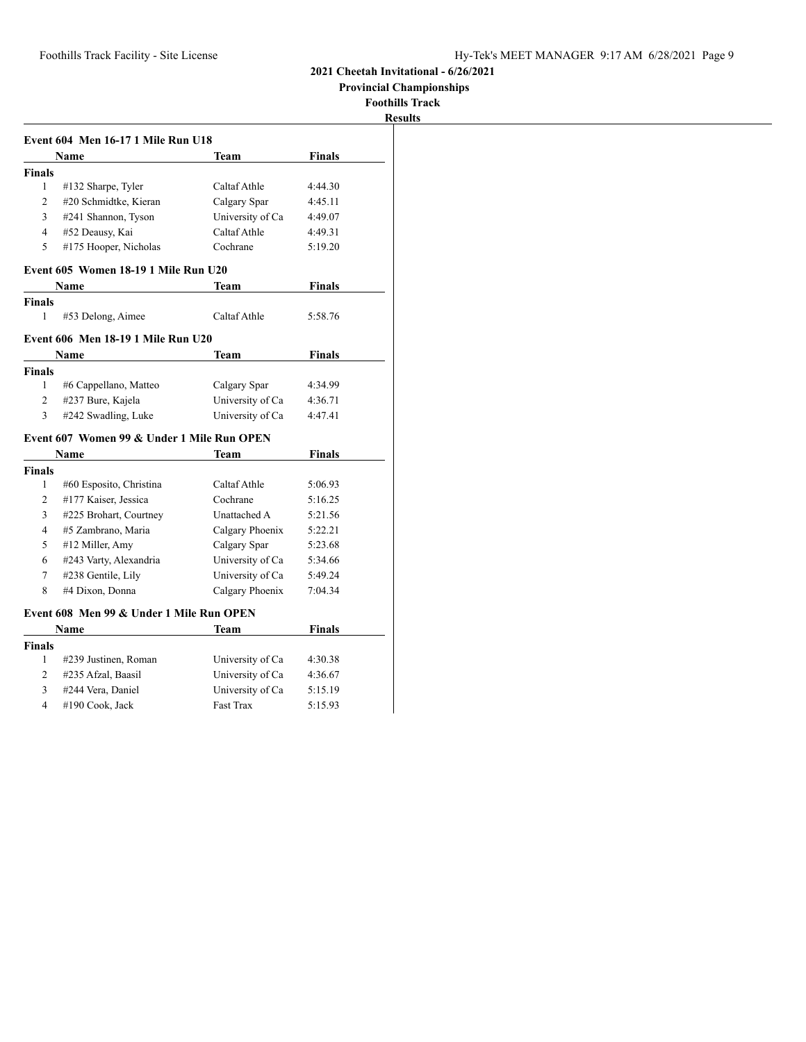# 2021 Cheetah Invitational - 6/26/2021

**Provincial Championships**

**Foothills Track**

**Results**

### Event 604 Men 16-17 1 Mile Run U18

| | Name | Team | Finals |
|---|---|---|---|
| **Finals** | | | |
| 1 | #132 Sharpe, Tyler | Caltaf Athle | 4:44.30 |
| 2 | #20 Schmidtke, Kieran | Calgary Spar | 4:45.11 |
| 3 | #241 Shannon, Tyson | University of Ca | 4:49.07 |
| 4 | #52 Deausy, Kai | Caltaf Athle | 4:49.31 |
| 5 | #175 Hooper, Nicholas | Cochrane | 5:19.20 |

### Event 605 Women 18-19 1 Mile Run U20

| | Name | Team | Finals |
|---|---|---|---|
| **Finals** | | | |
| 1 | #53 Delong, Aimee | Caltaf Athle | 5:58.76 |

### Event 606 Men 18-19 1 Mile Run U20

| | Name | Team | Finals |
|---|---|---|---|
| **Finals** | | | |
| 1 | #6 Cappellano, Matteo | Calgary Spar | 4:34.99 |
| 2 | #237 Bure, Kajela | University of Ca | 4:36.71 |
| 3 | #242 Swadling, Luke | University of Ca | 4:47.41 |

### Event 607 Women 99 & Under 1 Mile Run OPEN

| | Name | Team | Finals |
|---|---|---|---|
| **Finals** | | | |
| 1 | #60 Esposito, Christina | Caltaf Athle | 5:06.93 |
| 2 | #177 Kaiser, Jessica | Cochrane | 5:16.25 |
| 3 | #225 Brohart, Courtney | Unattached A | 5:21.56 |
| 4 | #5 Zambrano, Maria | Calgary Phoenix | 5:22.21 |
| 5 | #12 Miller, Amy | Calgary Spar | 5:23.68 |
| 6 | #243 Varty, Alexandria | University of Ca | 5:34.66 |
| 7 | #238 Gentile, Lily | University of Ca | 5:49.24 |
| 8 | #4 Dixon, Donna | Calgary Phoenix | 7:04.34 |

### Event 608 Men 99 & Under 1 Mile Run OPEN

| | Name | Team | Finals |
|---|---|---|---|
| **Finals** | | | |
| 1 | #239 Justinen, Roman | University of Ca | 4:30.38 |
| 2 | #235 Afzal, Baasil | University of Ca | 4:36.67 |
| 3 | #244 Vera, Daniel | University of Ca | 5:15.19 |
| 4 | #190 Cook, Jack | Fast Trax | 5:15.93 |